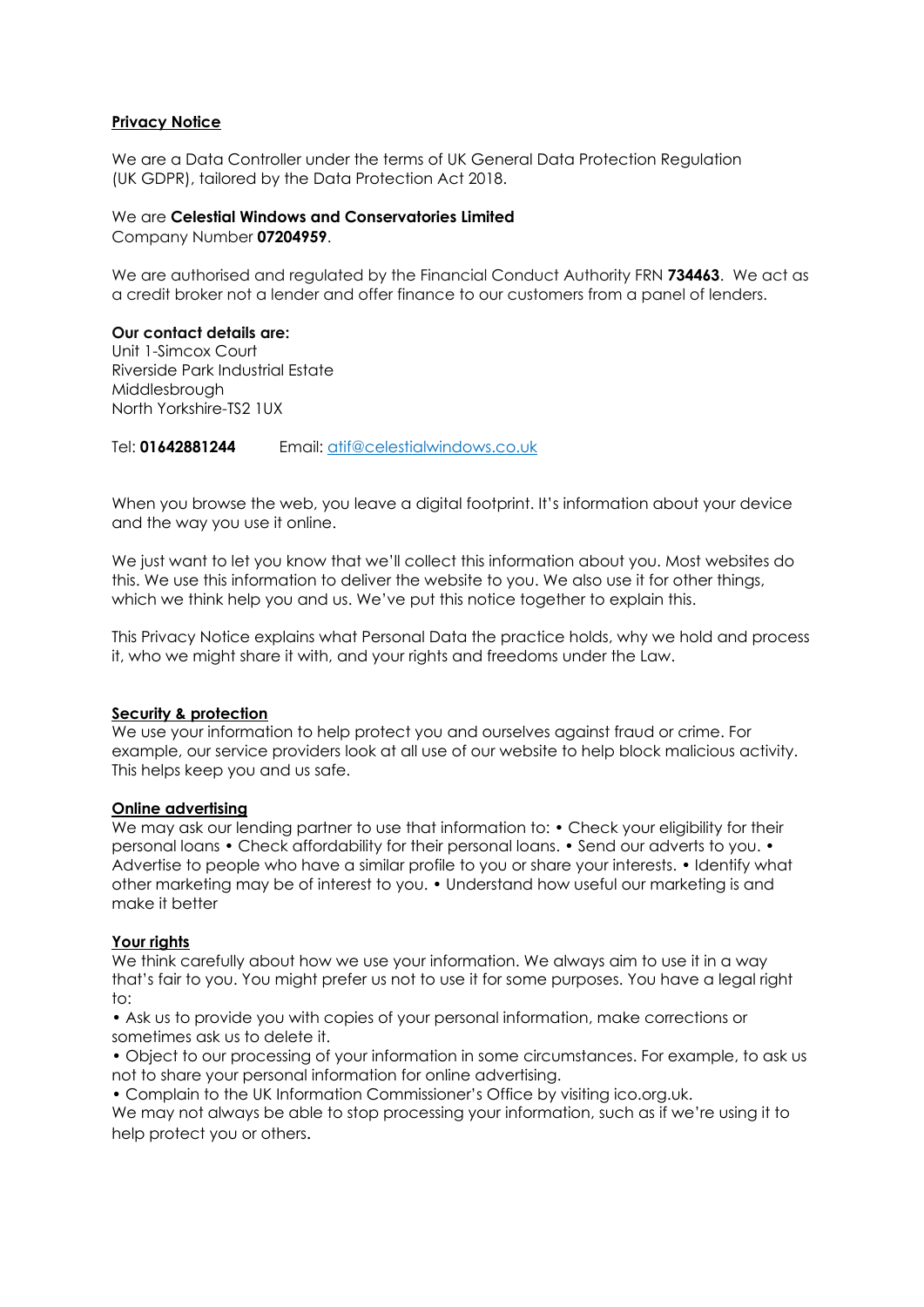**<u>Privacy Notice</u>**

We are a Data Controller under the terms of UK General Data Protection Regulation (UK GDPR), tailored by the Data Protection Act 2018.

We are **Celestial Windows and Conservatories Limited**
Company Number **07204959**.

We are authorised and regulated by the Financial Conduct Authority FRN **734463**. We act as a credit broker not a lender and offer finance to our customers from a panel of lenders.

**Our contact details are:**
Unit 1-Simcox Court
Riverside Park Industrial Estate
Middlesbrough
North Yorkshire-TS2 1UX

Tel: **01642881244** Email: [atif@celestialwindows.co.uk](mailto:atif@celestialwindows.co.uk)

When you browse the web, you leave a digital footprint. It's information about your device and the way you use it online.

We just want to let you know that we'll collect this information about you. Most websites do this. We use this information to deliver the website to you. We also use it for other things, which we think help you and us. We've put this notice together to explain this.

This Privacy Notice explains what Personal Data the practice holds, why we hold and process it, who we might share it with, and your rights and freedoms under the Law.

**<u>Security & protection</u>**
We use your information to help protect you and ourselves against fraud or crime. For example, our service providers look at all use of our website to help block malicious activity. This helps keep you and us safe.

**<u>Online advertising</u>**
We may ask our lending partner to use that information to: • Check your eligibility for their personal loans • Check affordability for their personal loans. • Send our adverts to you. • Advertise to people who have a similar profile to you or share your interests. • Identify what other marketing may be of interest to you. • Understand how useful our marketing is and make it better

**<u>Your rights</u>**
We think carefully about how we use your information. We always aim to use it in a way that's fair to you. You might prefer us not to use it for some purposes. You have a legal right to:

• Ask us to provide you with copies of your personal information, make corrections or sometimes ask us to delete it.
• Object to our processing of your information in some circumstances. For example, to ask us not to share your personal information for online advertising.
• Complain to the UK Information Commissioner's Office by visiting ico.org.uk.

We may not always be able to stop processing your information, such as if we're using it to help protect you or others.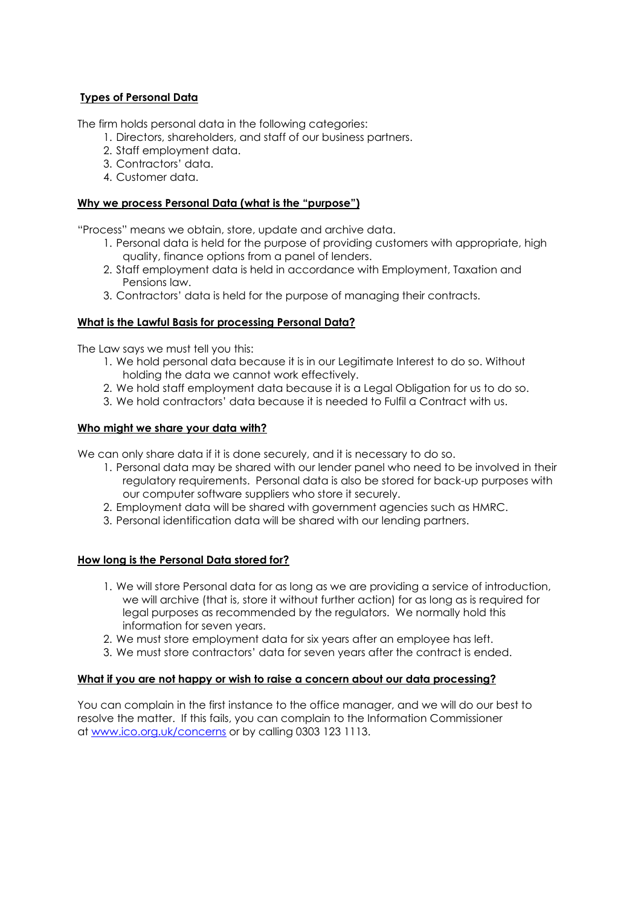## **Types of Personal Data**

The firm holds personal data in the following categories:

1. Directors, shareholders, and staff of our business partners.
2. Staff employment data.
3. Contractors' data.
4. Customer data.

## **Why we process Personal Data (what is the "purpose")**

"Process" means we obtain, store, update and archive data.

1. Personal data is held for the purpose of providing customers with appropriate, high quality, finance options from a panel of lenders.
2. Staff employment data is held in accordance with Employment, Taxation and Pensions law.
3. Contractors' data is held for the purpose of managing their contracts.

## **What is the Lawful Basis for processing Personal Data?**

The Law says we must tell you this:

1. We hold personal data because it is in our Legitimate Interest to do so. Without holding the data we cannot work effectively.
2. We hold staff employment data because it is a Legal Obligation for us to do so.
3. We hold contractors' data because it is needed to Fulfil a Contract with us.

## **Who might we share your data with?**

We can only share data if it is done securely, and it is necessary to do so.

1. Personal data may be shared with our lender panel who need to be involved in their regulatory requirements. Personal data is also be stored for back-up purposes with our computer software suppliers who store it securely.
2. Employment data will be shared with government agencies such as HMRC.
3. Personal identification data will be shared with our lending partners.

## **How long is the Personal Data stored for?**

1. We will store Personal data for as long as we are providing a service of introduction, we will archive (that is, store it without further action) for as long as is required for legal purposes as recommended by the regulators. We normally hold this information for seven years.
2. We must store employment data for six years after an employee has left.
3. We must store contractors' data for seven years after the contract is ended.

## **What if you are not happy or wish to raise a concern about our data processing?**

You can complain in the first instance to the office manager, and we will do our best to resolve the matter. If this fails, you can complain to the Information Commissioner at [www.ico.org.uk/concerns](www.ico.org.uk/concerns) or by calling 0303 123 1113.